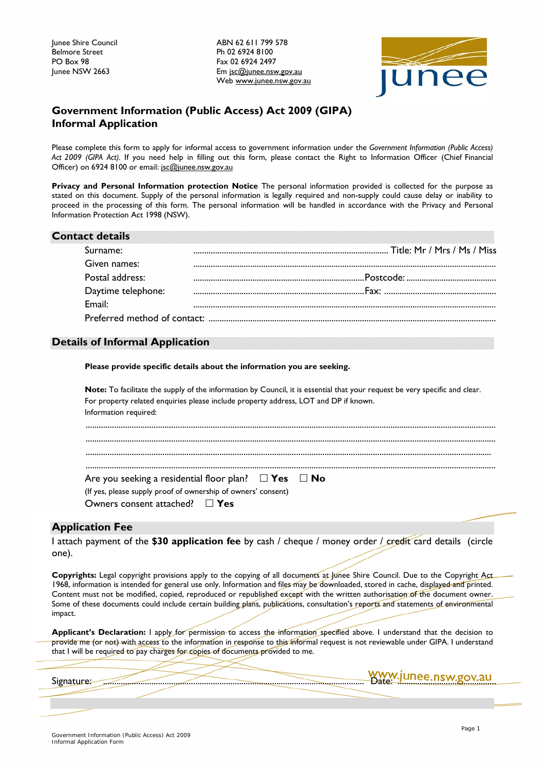Junee Shire Council
Belmore Street
PO Box 98
Junee NSW 2663

ABN 62 611 799 578
Ph 02 6924 8100
Fax 02 6924 2497
Em jsc@junee.nsw.gov.au
Web www.junee.nsw.gov.au

# Government Information (Public Access) Act 2009 (GIPA) Informal Application

Please complete this form to apply for informal access to government information under the *Government Information (Public Access) Act 2009 (GIPA Act).* If you need help in filling out this form, please contact the Right to Information Officer (Chief Financial Officer) on 6924 8100 or email: jsc@junee.nsw.gov.au

**Privacy and Personal Information protection Notice** The personal information provided is collected for the purpose as stated on this document. Supply of the personal information is legally required and non-supply could cause delay or inability to proceed in the processing of this form. The personal information will be handled in accordance with the Privacy and Personal Information Protection Act 1998 (NSW).

## Contact details

Surname: ........................................................................................ Title: Mr / Mrs / Ms / Miss

Given names: ........................................................................................................................

Postal address: ..............................................................................Postcode: ..........................................

Daytime telephone: ..............................................................................Fax: ..................................................

Email: ........................................................................................................................

Preferred method of contact: ........................................................................................................................

## Details of Informal Application

**Please provide specific details about the information you are seeking.**

**Note:** To facilitate the supply of the information by Council, it is essential that your request be very specific and clear. For property related enquiries please include property address, LOT and DP if known.

Information required:

........................................................................................................................

........................................................................................................................

........................................................................................................................

........................................................................................................................

Are you seeking a residential floor plan? ☐ **Yes** ☐ **No**

(If yes, please supply proof of ownership of owners' consent)

Owners consent attached? ☐ **Yes**

## Application Fee

I attach payment of the **$30 application fee** by cash / cheque / money order / credit card details (circle one).

**Copyrights:** Legal copyright provisions apply to the copying of all documents at Junee Shire Council. Due to the Copyright Act 1968, information is intended for general use only. Information and files may be downloaded, stored in cache, displayed and printed. Content must not be modified, copied, reproduced or republished except with the written authorisation of the document owner. Some of these documents could include certain building plans, publications, consultation's reports and statements of environmental impact.

**Applicant's Declaration:** I apply for permission to access the information specified above. I understand that the decision to provide me (or not) with access to the information in response to this informal request is not reviewable under GIPA. I understand that I will be required to pay charges for copies of documents provided to me.

Signature: ........................................................................................................ Date: ..............................

www.junee.nsw.gov.au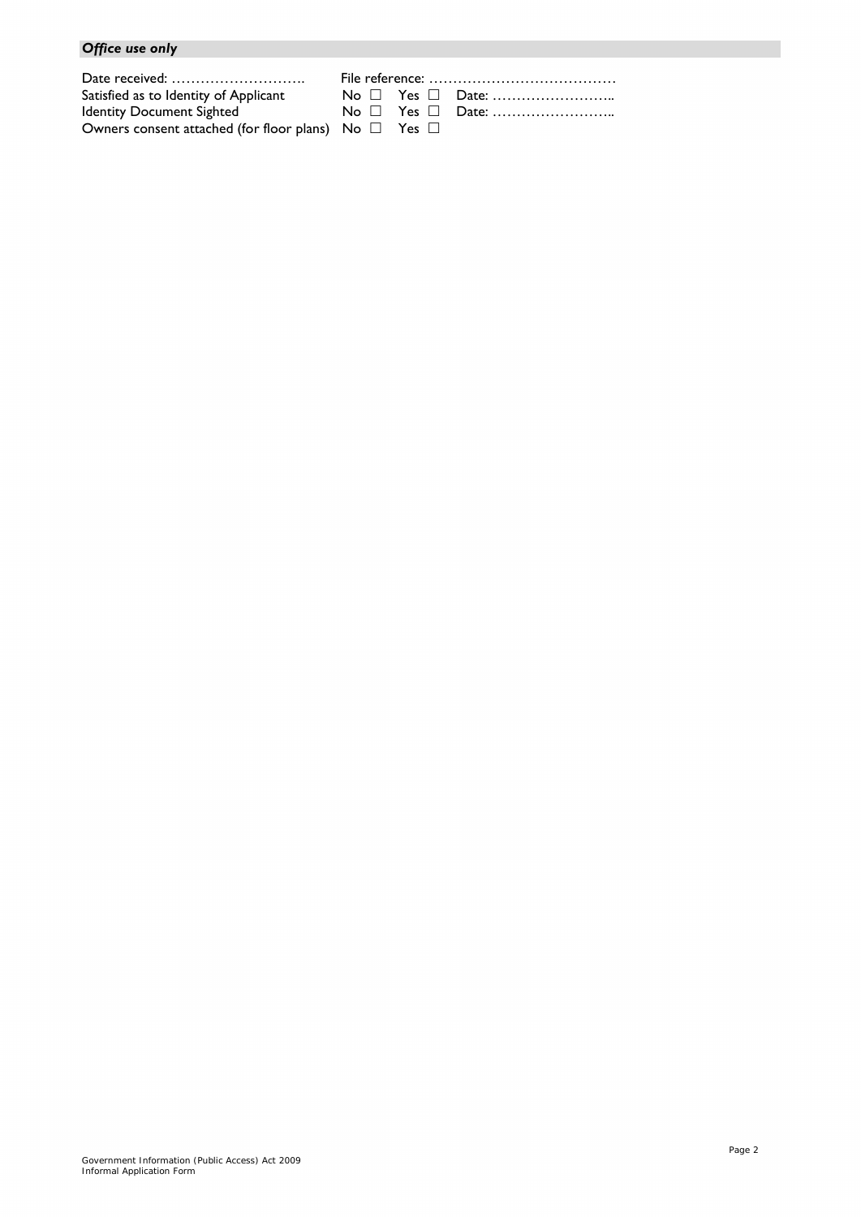***Office use only***

Date received: ……………………….  File reference: …………………………………
Satisfied as to Identity of Applicant  No ☐ Yes ☐ Date: ……………………..
Identity Document Sighted  No ☐ Yes ☐ Date: ……………………..
Owners consent attached (for floor plans) No ☐ Yes ☐

Government Information (Public Access) Act 2009
Informal Application Form